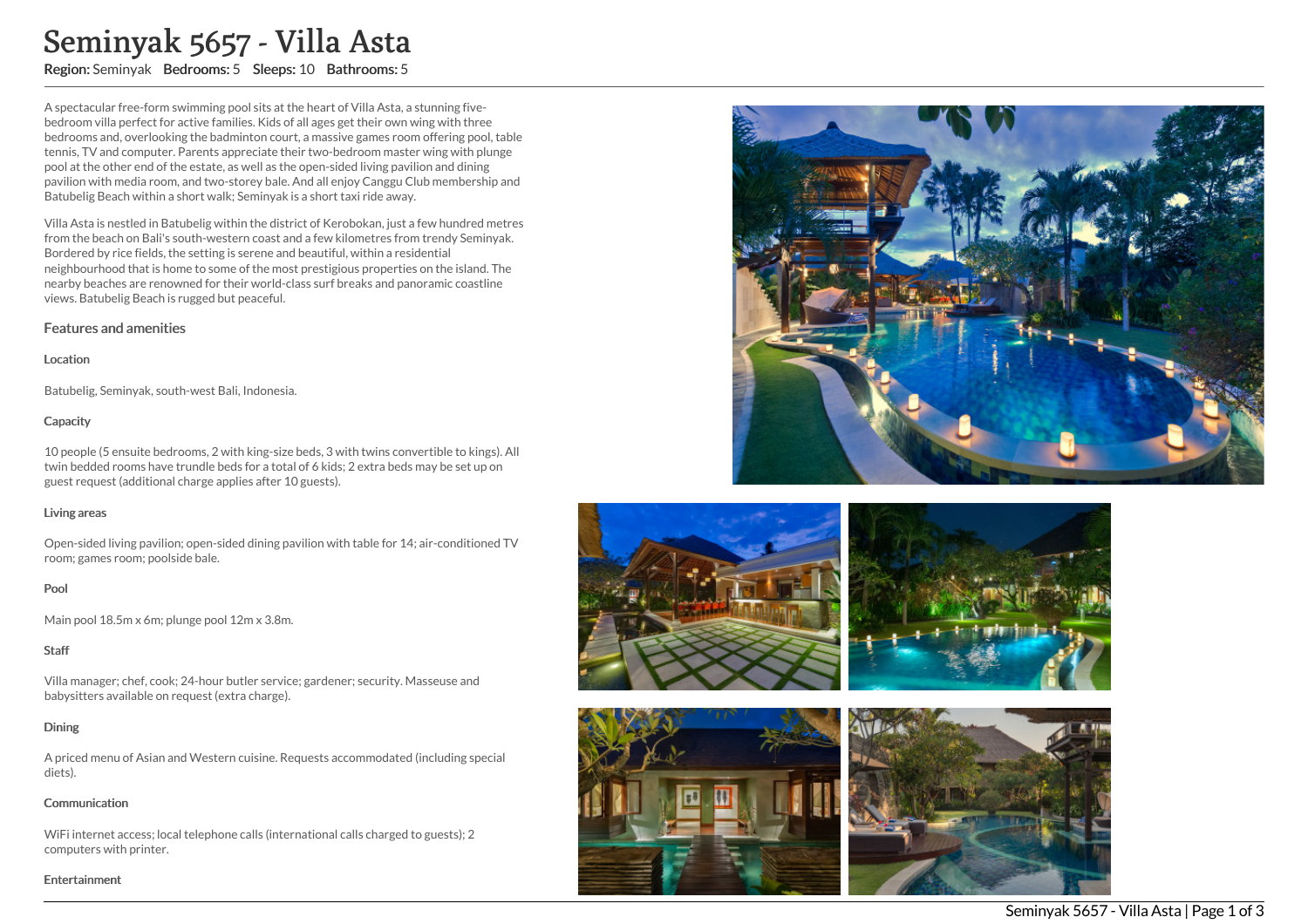# Seminyak 5657 - Villa Asta

**Region:** Seminyak **Bedrooms:** 5 **Sleeps:** 10 **Bathrooms:** 5

A spectacular free-form swimming pool sits at the heart of Villa Asta, a stunning five-bedroom villa perfect for active families. Kids of all ages get their own wing with three bedrooms and, overlooking the badminton court, a massive games room offering pool, table tennis, TV and computer. Parents appreciate their two-bedroom master wing with plunge pool at the other end of the estate, as well as the open-sided living pavilion and dining pavilion with media room, and two-storey bale. And all enjoy Canggu Club membership and Batubelig Beach within a short walk; Seminyak is a short taxi ride away.

Villa Asta is nestled in Batubelig within the district of Kerobokan, just a few hundred metres from the beach on Bali's south-western coast and a few kilometres from trendy Seminyak. Bordered by rice fields, the setting is serene and beautiful, within a residential neighbourhood that is home to some of the most prestigious properties on the island. The nearby beaches are renowned for their world-class surf breaks and panoramic coastline views. Batubelig Beach is rugged but peaceful.

## Features and amenities

### Location

Batubelig, Seminyak, south-west Bali, Indonesia.

### Capacity

10 people (5 ensuite bedrooms, 2 with king-size beds, 3 with twins convertible to kings). All twin bedded rooms have trundle beds for a total of 6 kids; 2 extra beds may be set up on guest request (additional charge applies after 10 guests).

### Living areas

Open-sided living pavilion; open-sided dining pavilion with table for 14; air-conditioned TV room; games room; poolside bale.

### Pool

Main pool 18.5m x 6m; plunge pool 12m x 3.8m.

### Staff

Villa manager; chef, cook; 24-hour butler service; gardener; security. Masseuse and babysitters available on request (extra charge).

### Dining

A priced menu of Asian and Western cuisine. Requests accommodated (including special diets).

### Communication

WiFi internet access; local telephone calls (international calls charged to guests); 2 computers with printer.

### Entertainment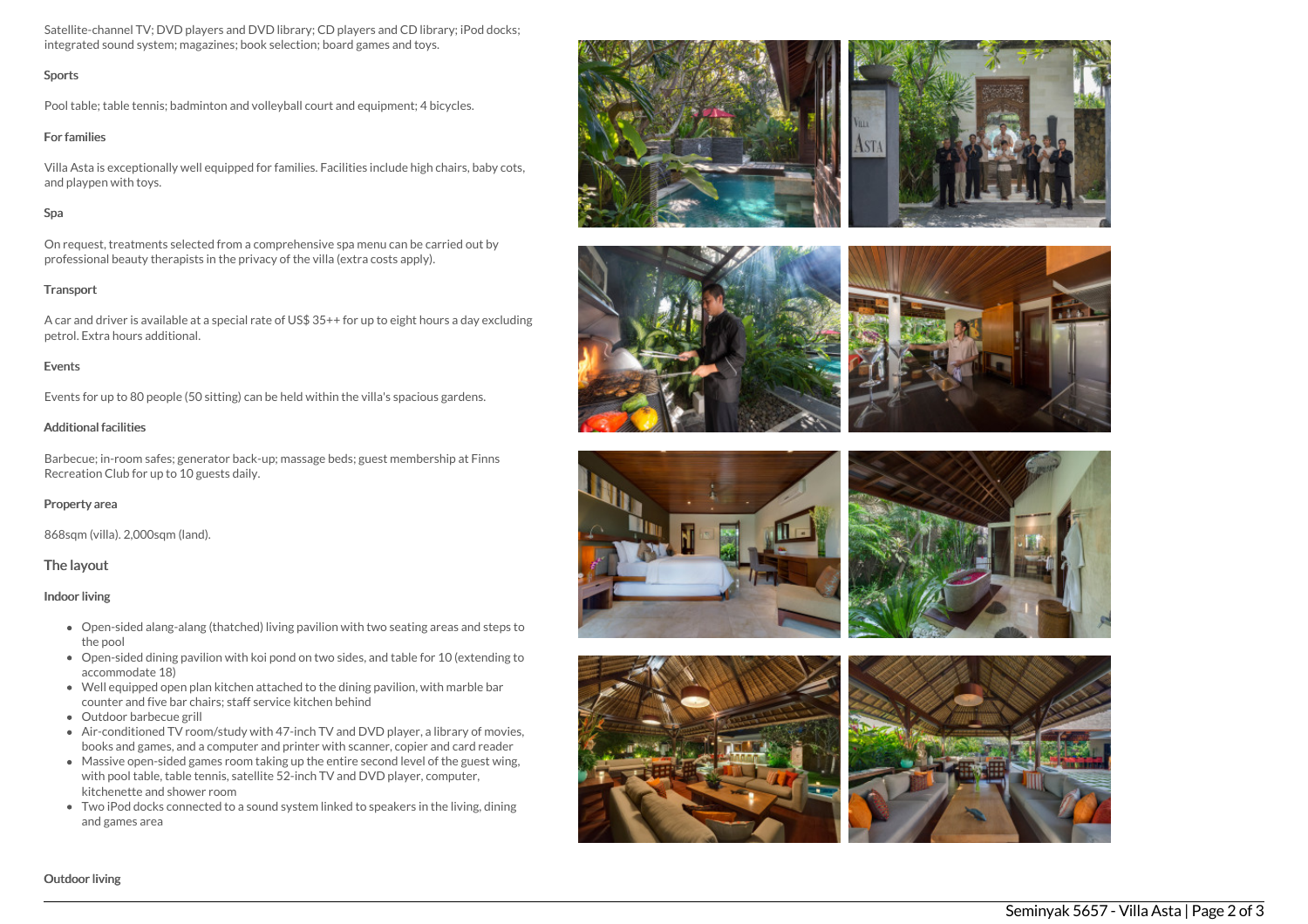Satellite-channel TV; DVD players and DVD library; CD players and CD library; iPod docks; integrated sound system; magazines; book selection; board games and toys.

### Sports

Pool table; table tennis; badminton and volleyball court and equipment; 4 bicycles.

### For families

Villa Asta is exceptionally well equipped for families. Facilities include high chairs, baby cots, and playpen with toys.

### Spa

On request, treatments selected from a comprehensive spa menu can be carried out by professional beauty therapists in the privacy of the villa (extra costs apply).

### Transport

A car and driver is available at a special rate of US$ 35++ for up to eight hours a day excluding petrol. Extra hours additional.

### Events

Events for up to 80 people (50 sitting) can be held within the villa's spacious gardens.

### Additional facilities

Barbecue; in-room safes; generator back-up; massage beds; guest membership at Finns Recreation Club for up to 10 guests daily.

### Property area

868sqm (villa). 2,000sqm (land).

## The layout

### Indoor living

- Open-sided alang-alang (thatched) living pavilion with two seating areas and steps to the pool
- Open-sided dining pavilion with koi pond on two sides, and table for 10 (extending to accommodate 18)
- Well equipped open plan kitchen attached to the dining pavilion, with marble bar counter and five bar chairs; staff service kitchen behind
- Outdoor barbecue grill
- Air-conditioned TV room/study with 47-inch TV and DVD player, a library of movies, books and games, and a computer and printer with scanner, copier and card reader
- Massive open-sided games room taking up the entire second level of the guest wing, with pool table, table tennis, satellite 52-inch TV and DVD player, computer, kitchenette and shower room
- Two iPod docks connected to a sound system linked to speakers in the living, dining and games area

### Outdoor living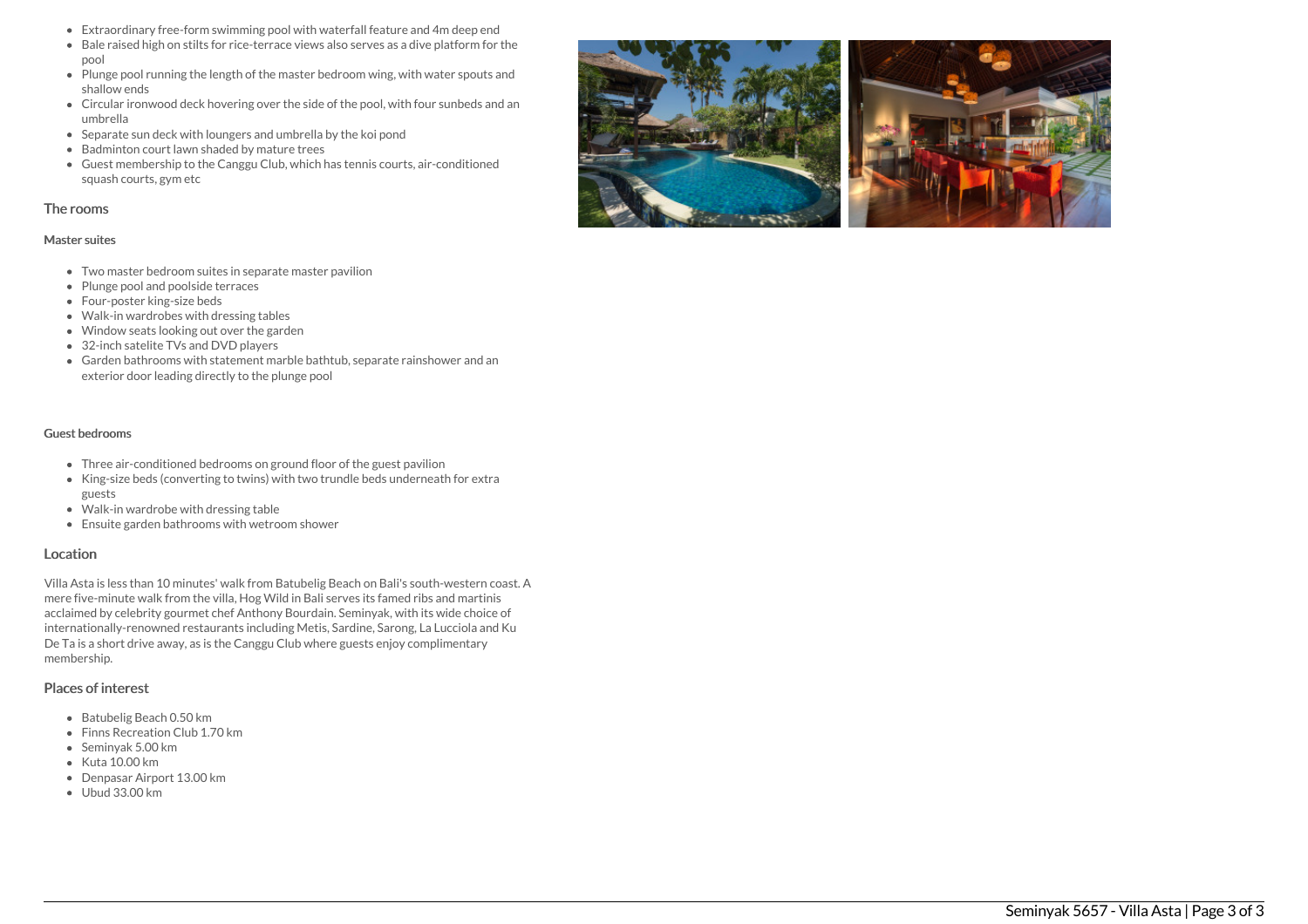- Extraordinary free-form swimming pool with waterfall feature and 4m deep end
- Bale raised high on stilts for rice-terrace views also serves as a dive platform for the pool
- Plunge pool running the length of the master bedroom wing, with water spouts and shallow ends
- Circular ironwood deck hovering over the side of the pool, with four sunbeds and an umbrella
- Separate sun deck with loungers and umbrella by the koi pond
- Badminton court lawn shaded by mature trees
- Guest membership to the Canggu Club, which has tennis courts, air-conditioned squash courts, gym etc

## The rooms

#### Master suites

- Two master bedroom suites in separate master pavilion
- Plunge pool and poolside terraces
- Four-poster king-size beds
- Walk-in wardrobes with dressing tables
- Window seats looking out over the garden
- 32-inch satelite TVs and DVD players
- Garden bathrooms with statement marble bathtub, separate rainshower and an exterior door leading directly to the plunge pool

#### Guest bedrooms

- Three air-conditioned bedrooms on ground floor of the guest pavilion
- King-size beds (converting to twins) with two trundle beds underneath for extra guests
- Walk-in wardrobe with dressing table
- Ensuite garden bathrooms with wetroom shower

## Location

Villa Asta is less than 10 minutes' walk from Batubelig Beach on Bali's south-western coast. A mere five-minute walk from the villa, Hog Wild in Bali serves its famed ribs and martinis acclaimed by celebrity gourmet chef Anthony Bourdain. Seminyak, with its wide choice of internationally-renowned restaurants including Metis, Sardine, Sarong, La Lucciola and Ku De Ta is a short drive away, as is the Canggu Club where guests enjoy complimentary membership.

## Places of interest

- Batubelig Beach 0.50 km
- Finns Recreation Club 1.70 km
- Seminyak 5.00 km
- Kuta 10.00 km
- Denpasar Airport 13.00 km
- Ubud 33.00 km